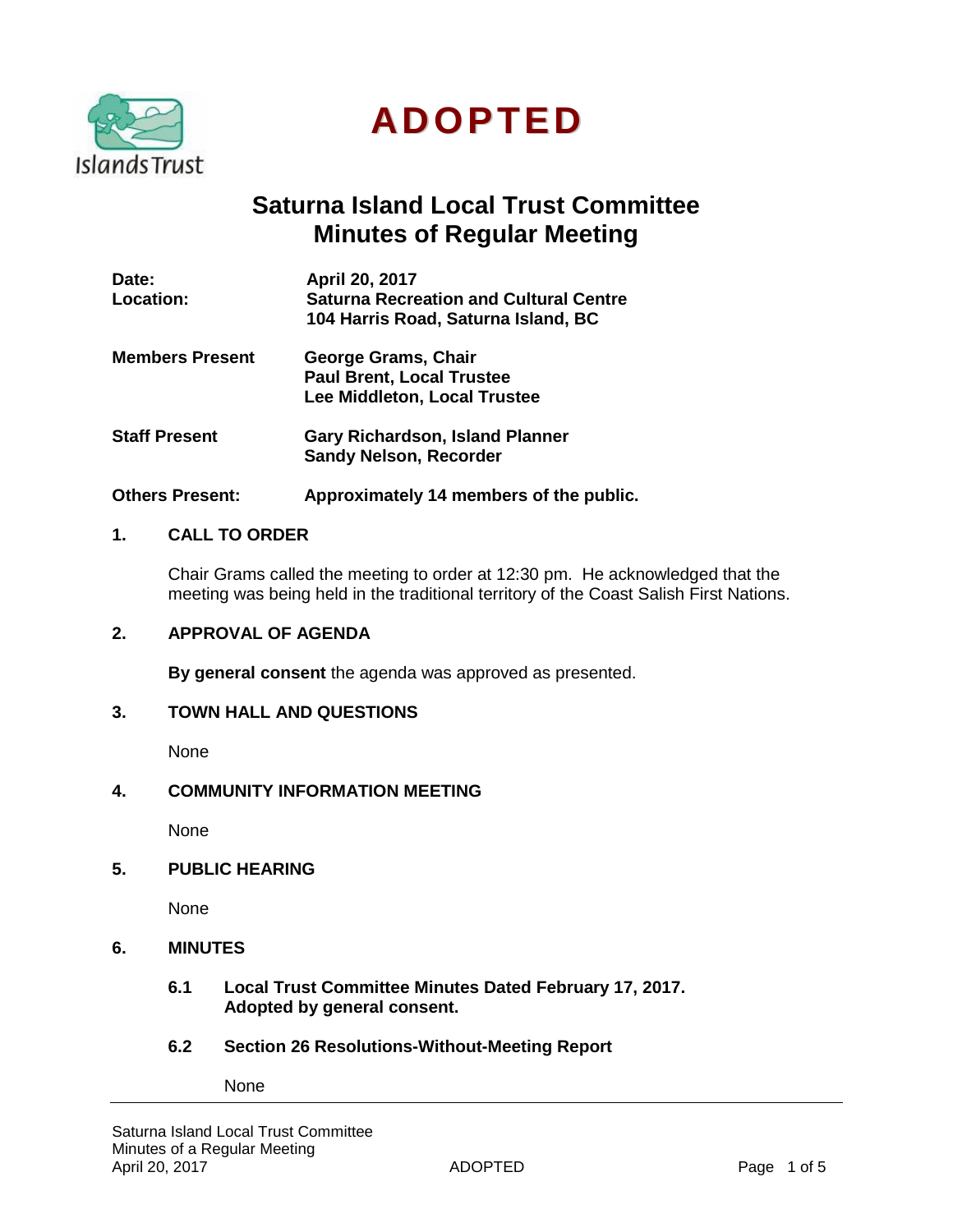# ADOPTED

## Saturna Island Local Trust Committee
## Minutes of Regular Meeting

| | |
|---|---|
| **Date:** | **April 20, 2017** |
| **Location:** | **Saturna Recreation and Cultural Centre 104 Harris Road, Saturna Island, BC** |
| **Members Present** | **George Grams, Chair** |
| | **Paul Brent, Local Trustee** |
| | **Lee Middleton, Local Trustee** |
| **Staff Present** | **Gary Richardson, Island Planner** |
| | **Sandy Nelson, Recorder** |
| **Others Present:** | **Approximately 14 members of the public.** |

### 1. CALL TO ORDER

Chair Grams called the meeting to order at 12:30 pm. He acknowledged that the meeting was being held in the traditional territory of the Coast Salish First Nations.

### 2. APPROVAL OF AGENDA

**By general consent** the agenda was approved as presented.

### 3. TOWN HALL AND QUESTIONS

None

### 4. COMMUNITY INFORMATION MEETING

None

### 5. PUBLIC HEARING

None

### 6. MINUTES

#### 6.1 Local Trust Committee Minutes Dated February 17, 2017. Adopted by general consent.

#### 6.2 Section 26 Resolutions-Without-Meeting Report

None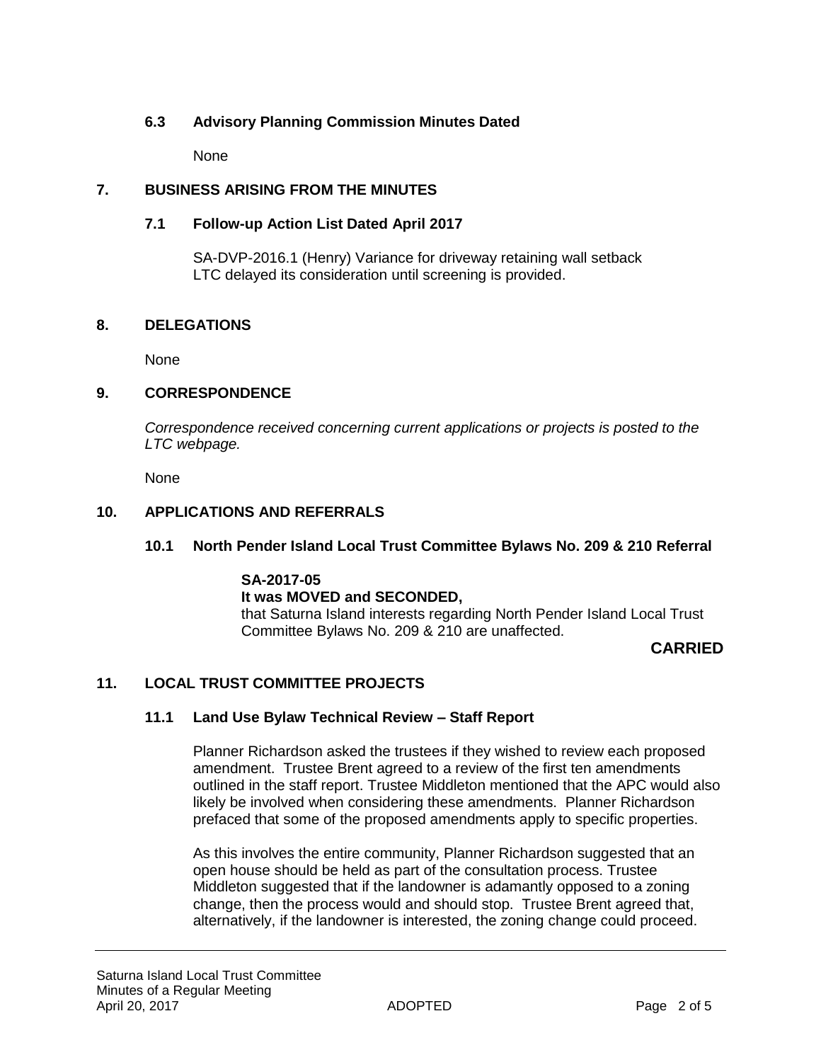### 6.3 Advisory Planning Commission Minutes Dated

None

## 7. BUSINESS ARISING FROM THE MINUTES

### 7.1 Follow-up Action List Dated April 2017

SA-DVP-2016.1 (Henry) Variance for driveway retaining wall setback
LTC delayed its consideration until screening is provided.

## 8. DELEGATIONS

None

## 9. CORRESPONDENCE

*Correspondence received concerning current applications or projects is posted to the LTC webpage.*

None

## 10. APPLICATIONS AND REFERRALS

### 10.1 North Pender Island Local Trust Committee Bylaws No. 209 & 210 Referral

**SA-2017-05**
**It was MOVED and SECONDED,**
that Saturna Island interests regarding North Pender Island Local Trust Committee Bylaws No. 209 & 210 are unaffected.

**CARRIED**

## 11. LOCAL TRUST COMMITTEE PROJECTS

### 11.1 Land Use Bylaw Technical Review – Staff Report

Planner Richardson asked the trustees if they wished to review each proposed amendment. Trustee Brent agreed to a review of the first ten amendments outlined in the staff report. Trustee Middleton mentioned that the APC would also likely be involved when considering these amendments. Planner Richardson prefaced that some of the proposed amendments apply to specific properties.

As this involves the entire community, Planner Richardson suggested that an open house should be held as part of the consultation process. Trustee Middleton suggested that if the landowner is adamantly opposed to a zoning change, then the process would and should stop. Trustee Brent agreed that, alternatively, if the landowner is interested, the zoning change could proceed.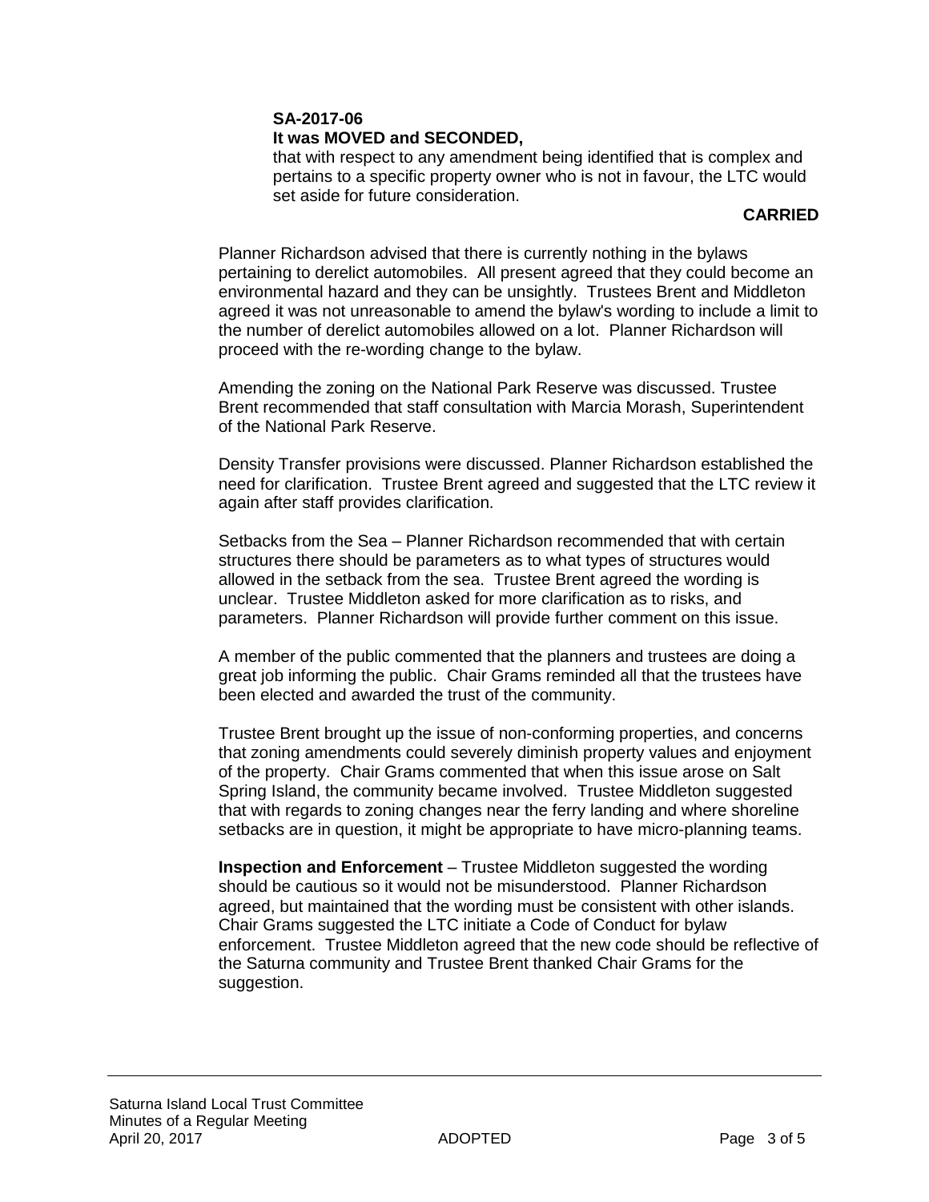**SA-2017-06**
**It was MOVED and SECONDED,**
that with respect to any amendment being identified that is complex and pertains to a specific property owner who is not in favour, the LTC would set aside for future consideration.

**CARRIED**

Planner Richardson advised that there is currently nothing in the bylaws pertaining to derelict automobiles. All present agreed that they could become an environmental hazard and they can be unsightly. Trustees Brent and Middleton agreed it was not unreasonable to amend the bylaw's wording to include a limit to the number of derelict automobiles allowed on a lot. Planner Richardson will proceed with the re-wording change to the bylaw.

Amending the zoning on the National Park Reserve was discussed. Trustee Brent recommended that staff consultation with Marcia Morash, Superintendent of the National Park Reserve.

Density Transfer provisions were discussed. Planner Richardson established the need for clarification. Trustee Brent agreed and suggested that the LTC review it again after staff provides clarification.

Setbacks from the Sea – Planner Richardson recommended that with certain structures there should be parameters as to what types of structures would allowed in the setback from the sea. Trustee Brent agreed the wording is unclear. Trustee Middleton asked for more clarification as to risks, and parameters. Planner Richardson will provide further comment on this issue.

A member of the public commented that the planners and trustees are doing a great job informing the public. Chair Grams reminded all that the trustees have been elected and awarded the trust of the community.

Trustee Brent brought up the issue of non-conforming properties, and concerns that zoning amendments could severely diminish property values and enjoyment of the property. Chair Grams commented that when this issue arose on Salt Spring Island, the community became involved. Trustee Middleton suggested that with regards to zoning changes near the ferry landing and where shoreline setbacks are in question, it might be appropriate to have micro-planning teams.

**Inspection and Enforcement** – Trustee Middleton suggested the wording should be cautious so it would not be misunderstood. Planner Richardson agreed, but maintained that the wording must be consistent with other islands. Chair Grams suggested the LTC initiate a Code of Conduct for bylaw enforcement. Trustee Middleton agreed that the new code should be reflective of the Saturna community and Trustee Brent thanked Chair Grams for the suggestion.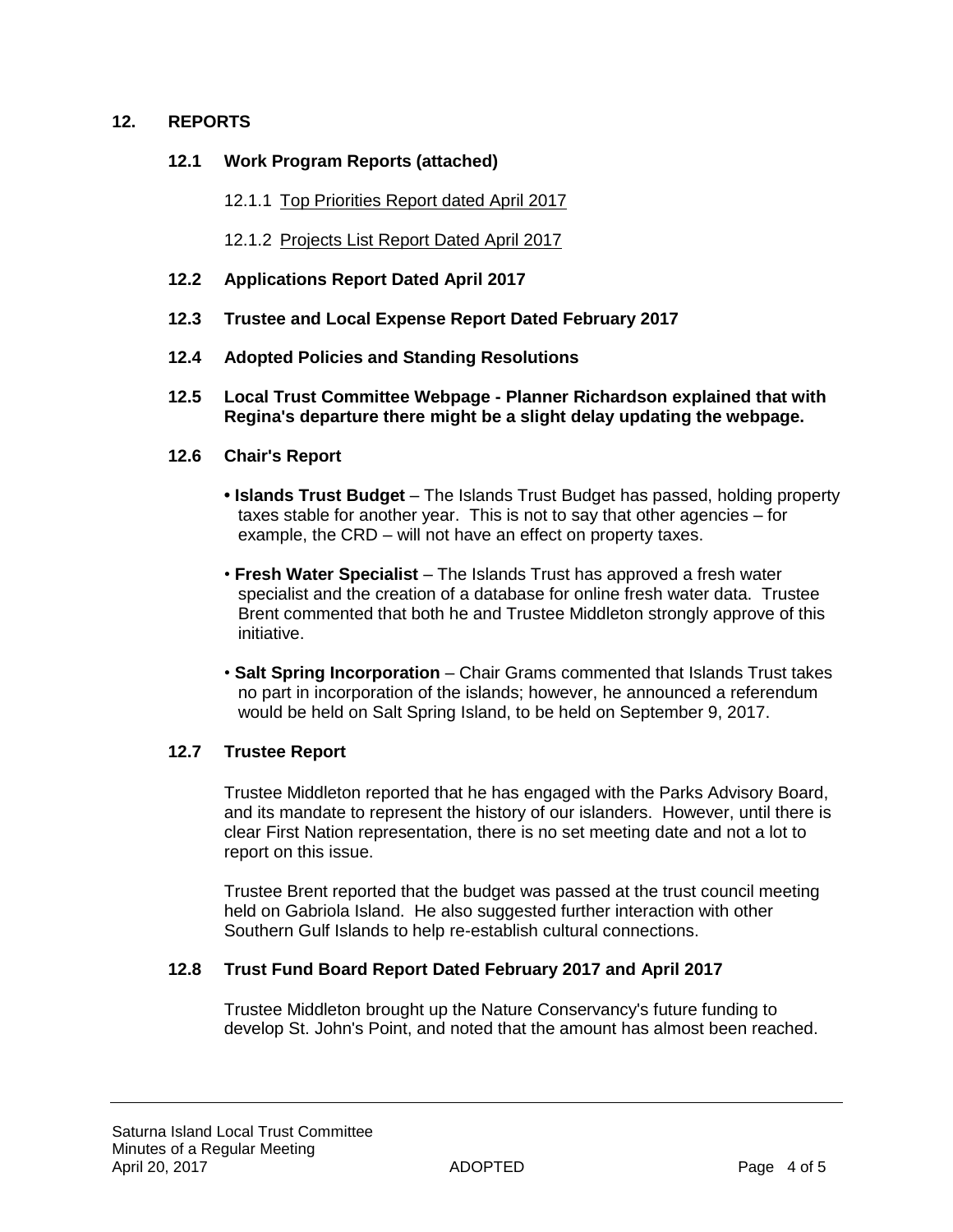## 12. REPORTS

### 12.1 Work Program Reports (attached)

12.1.1 Top Priorities Report dated April 2017

12.1.2 Projects List Report Dated April 2017

### 12.2 Applications Report Dated April 2017

### 12.3 Trustee and Local Expense Report Dated February 2017

### 12.4 Adopted Policies and Standing Resolutions

### 12.5 Local Trust Committee Webpage - Planner Richardson explained that with Regina's departure there might be a slight delay updating the webpage.

### 12.6 Chair's Report

- **Islands Trust Budget** – The Islands Trust Budget has passed, holding property taxes stable for another year. This is not to say that other agencies – for example, the CRD – will not have an effect on property taxes.
- **Fresh Water Specialist** – The Islands Trust has approved a fresh water specialist and the creation of a database for online fresh water data. Trustee Brent commented that both he and Trustee Middleton strongly approve of this initiative.
- **Salt Spring Incorporation** – Chair Grams commented that Islands Trust takes no part in incorporation of the islands; however, he announced a referendum would be held on Salt Spring Island, to be held on September 9, 2017.

### 12.7 Trustee Report

Trustee Middleton reported that he has engaged with the Parks Advisory Board, and its mandate to represent the history of our islanders. However, until there is clear First Nation representation, there is no set meeting date and not a lot to report on this issue.

Trustee Brent reported that the budget was passed at the trust council meeting held on Gabriola Island. He also suggested further interaction with other Southern Gulf Islands to help re-establish cultural connections.

### 12.8 Trust Fund Board Report Dated February 2017 and April 2017

Trustee Middleton brought up the Nature Conservancy's future funding to develop St. John's Point, and noted that the amount has almost been reached.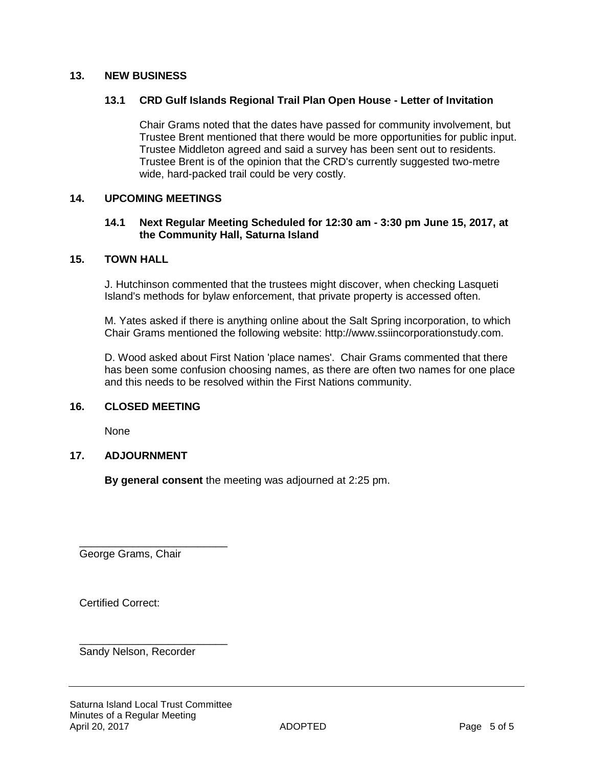## 13. NEW BUSINESS

### 13.1 CRD Gulf Islands Regional Trail Plan Open House - Letter of Invitation

Chair Grams noted that the dates have passed for community involvement, but Trustee Brent mentioned that there would be more opportunities for public input. Trustee Middleton agreed and said a survey has been sent out to residents. Trustee Brent is of the opinion that the CRD's currently suggested two-metre wide, hard-packed trail could be very costly.

## 14. UPCOMING MEETINGS

### 14.1 Next Regular Meeting Scheduled for 12:30 am - 3:30 pm June 15, 2017, at the Community Hall, Saturna Island

## 15. TOWN HALL

J. Hutchinson commented that the trustees might discover, when checking Lasqueti Island's methods for bylaw enforcement, that private property is accessed often.

M. Yates asked if there is anything online about the Salt Spring incorporation, to which Chair Grams mentioned the following website: http://www.ssiincorporationstudy.com.

D. Wood asked about First Nation 'place names'. Chair Grams commented that there has been some confusion choosing names, as there are often two names for one place and this needs to be resolved within the First Nations community.

## 16. CLOSED MEETING

None

## 17. ADJOURNMENT

**By general consent** the meeting was adjourned at 2:25 pm.

\_\_\_\_\_\_\_\_\_\_\_\_\_\_\_\_\_\_\_\_\_\_\_\_\_
George Grams, Chair

Certified Correct:

\_\_\_\_\_\_\_\_\_\_\_\_\_\_\_\_\_\_\_\_\_\_\_\_\_
Sandy Nelson, Recorder